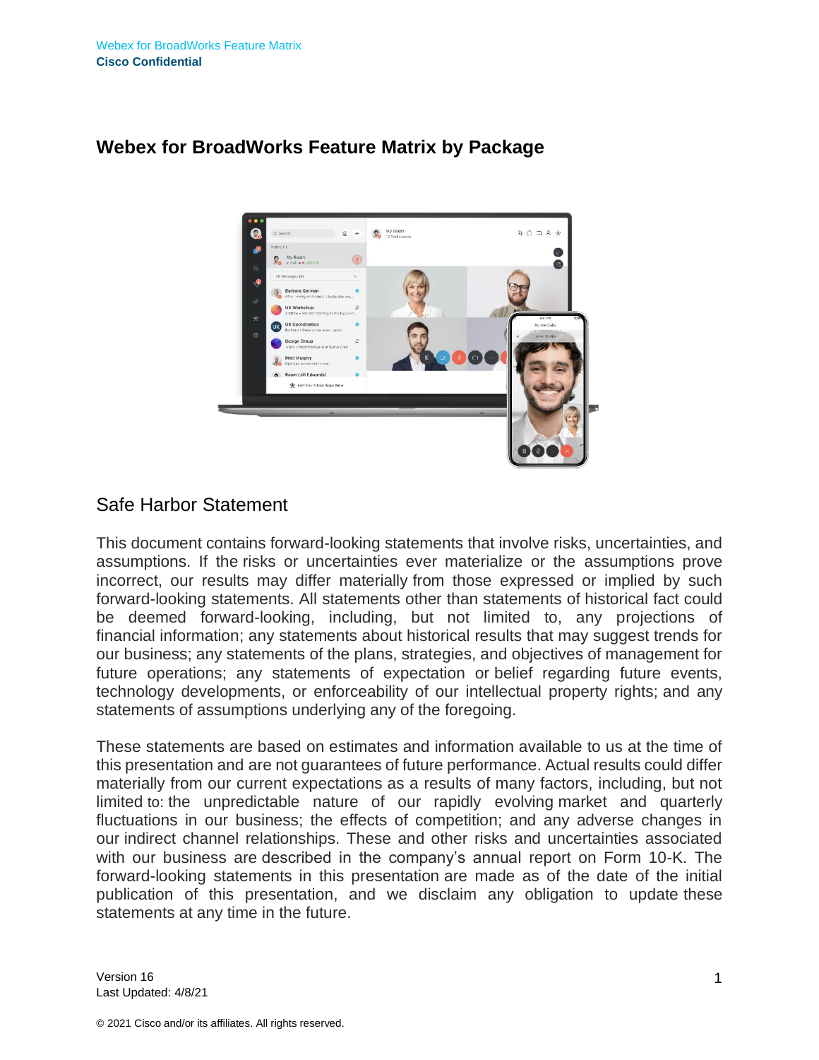# Webex for BroadWorks Feature Matrix by Package

## Safe Harbor Statement

This document contains forward-looking statements that involve risks, uncertainties, and assumptions. If the risks or uncertainties ever materialize or the assumptions prove incorrect, our results may differ materially from those expressed or implied by such forward-looking statements. All statements other than statements of historical fact could be deemed forward-looking, including, but not limited to, any projections of financial information; any statements about historical results that may suggest trends for our business; any statements of the plans, strategies, and objectives of management for future operations; any statements of expectation or belief regarding future events, technology developments, or enforceability of our intellectual property rights; and any statements of assumptions underlying any of the foregoing.

These statements are based on estimates and information available to us at the time of this presentation and are not guarantees of future performance. Actual results could differ materially from our current expectations as a results of many factors, including, but not limited to: the unpredictable nature of our rapidly evolving market and quarterly fluctuations in our business; the effects of competition; and any adverse changes in our indirect channel relationships. These and other risks and uncertainties associated with our business are described in the company's annual report on Form 10-K. The forward-looking statements in this presentation are made as of the date of the initial publication of this presentation, and we disclaim any obligation to update these statements at any time in the future.

Version 16
Last Updated: 4/8/21

© 2021 Cisco and/or its affiliates. All rights reserved.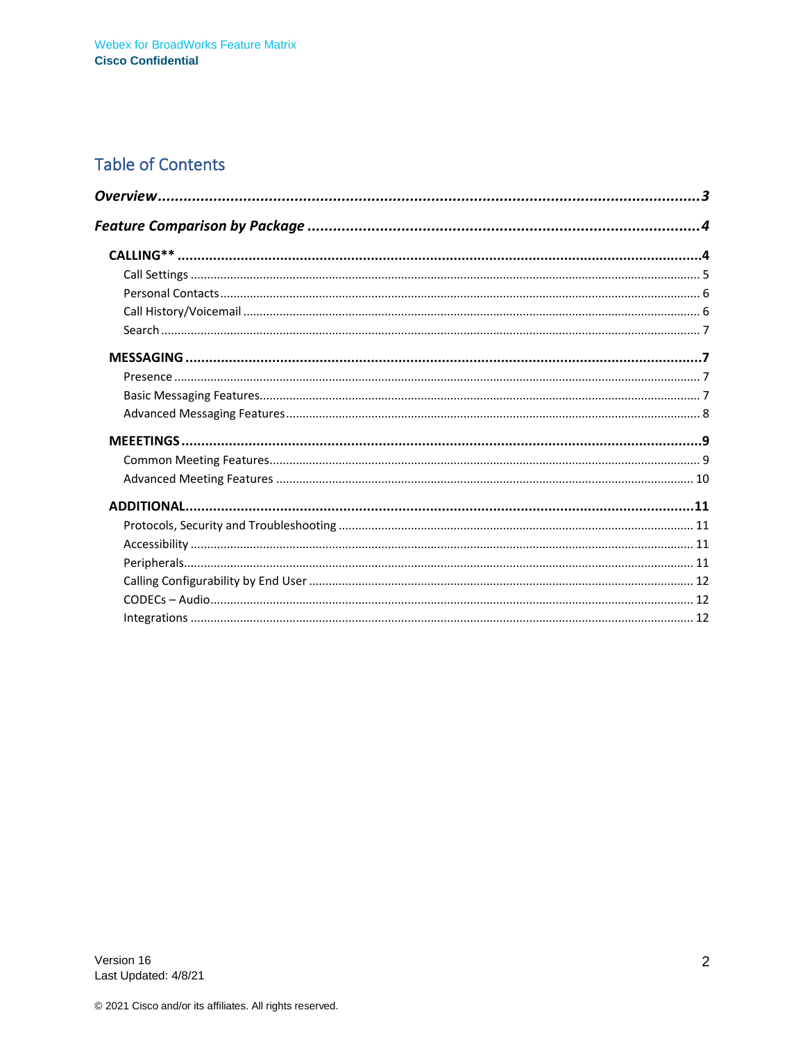# Table of Contents

***Overview*** ..................................................................................................................... ***3***

***Feature Comparison by Package*** ............................................................................ ***4***

**CALLING\*\*** ..................................................................................................................... **4**

- Call Settings ..................................................................................................................... 5
- Personal Contacts ............................................................................................................. 6
- Call History/Voicemail ....................................................................................................... 6
- Search ............................................................................................................................... 7

**MESSAGING** ..................................................................................................................... **7**

- Presence ........................................................................................................................... 7
- Basic Messaging Features ................................................................................................ 7
- Advanced Messaging Features ......................................................................................... 8

**MEEETINGS** ..................................................................................................................... **9**

- Common Meeting Features ............................................................................................... 9
- Advanced Meeting Features ............................................................................................ 10

**ADDITIONAL** ..................................................................................................................... **11**

- Protocols, Security and Troubleshooting ......................................................................... 11
- Accessibility ..................................................................................................................... 11
- Peripherals ....................................................................................................................... 11
- Calling Configurability by End User ................................................................................ 12
- CODECs – Audio ............................................................................................................. 12
- Integrations ...................................................................................................................... 12

Version 16
Last Updated: 4/8/21

© 2021 Cisco and/or its affiliates. All rights reserved.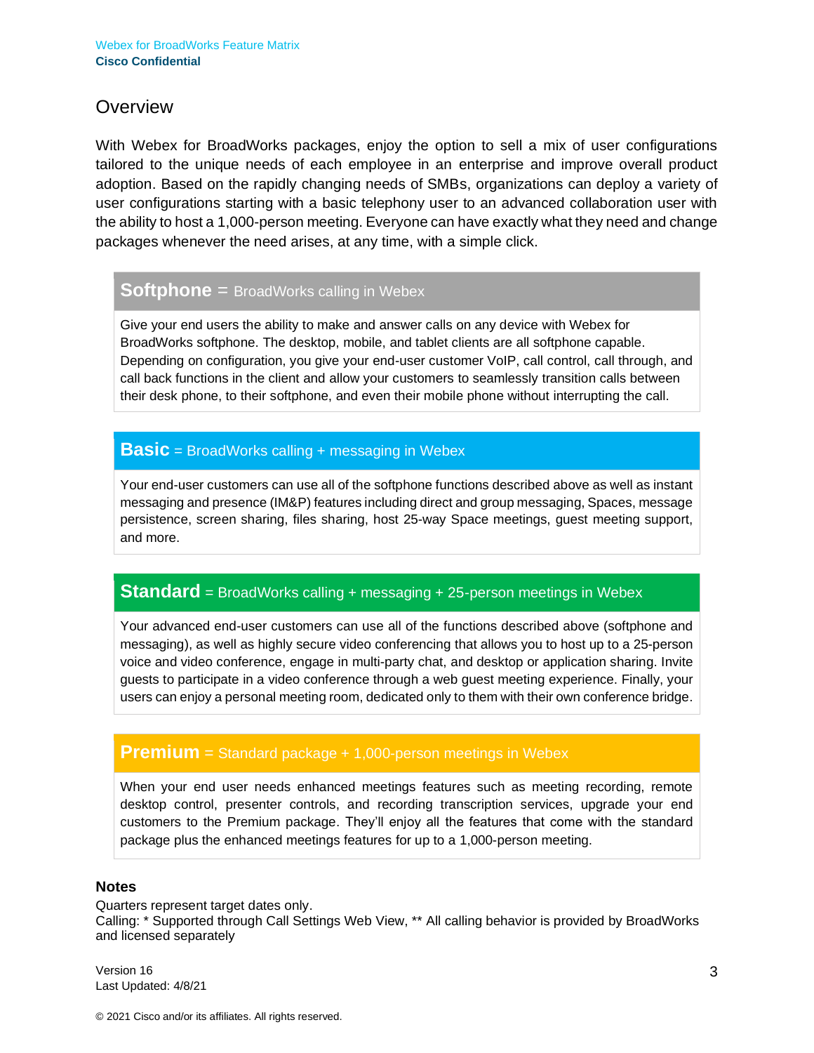## Overview

With Webex for BroadWorks packages, enjoy the option to sell a mix of user configurations tailored to the unique needs of each employee in an enterprise and improve overall product adoption. Based on the rapidly changing needs of SMBs, organizations can deploy a variety of user configurations starting with a basic telephony user to an advanced collaboration user with the ability to host a 1,000-person meeting. Everyone can have exactly what they need and change packages whenever the need arises, at any time, with a simple click.

### Softphone = BroadWorks calling in Webex

Give your end users the ability to make and answer calls on any device with Webex for BroadWorks softphone. The desktop, mobile, and tablet clients are all softphone capable. Depending on configuration, you give your end-user customer VoIP, call control, call through, and call back functions in the client and allow your customers to seamlessly transition calls between their desk phone, to their softphone, and even their mobile phone without interrupting the call.

### Basic = BroadWorks calling + messaging in Webex

Your end-user customers can use all of the softphone functions described above as well as instant messaging and presence (IM&P) features including direct and group messaging, Spaces, message persistence, screen sharing, files sharing, host 25-way Space meetings, guest meeting support, and more.

### Standard = BroadWorks calling + messaging + 25-person meetings in Webex

Your advanced end-user customers can use all of the functions described above (softphone and messaging), as well as highly secure video conferencing that allows you to host up to a 25-person voice and video conference, engage in multi-party chat, and desktop or application sharing. Invite guests to participate in a video conference through a web guest meeting experience. Finally, your users can enjoy a personal meeting room, dedicated only to them with their own conference bridge.

### Premium = Standard package + 1,000-person meetings in Webex

When your end user needs enhanced meetings features such as meeting recording, remote desktop control, presenter controls, and recording transcription services, upgrade your end customers to the Premium package. They'll enjoy all the features that come with the standard package plus the enhanced meetings features for up to a 1,000-person meeting.

**Notes**

Quarters represent target dates only.
Calling: * Supported through Call Settings Web View, ** All calling behavior is provided by BroadWorks and licensed separately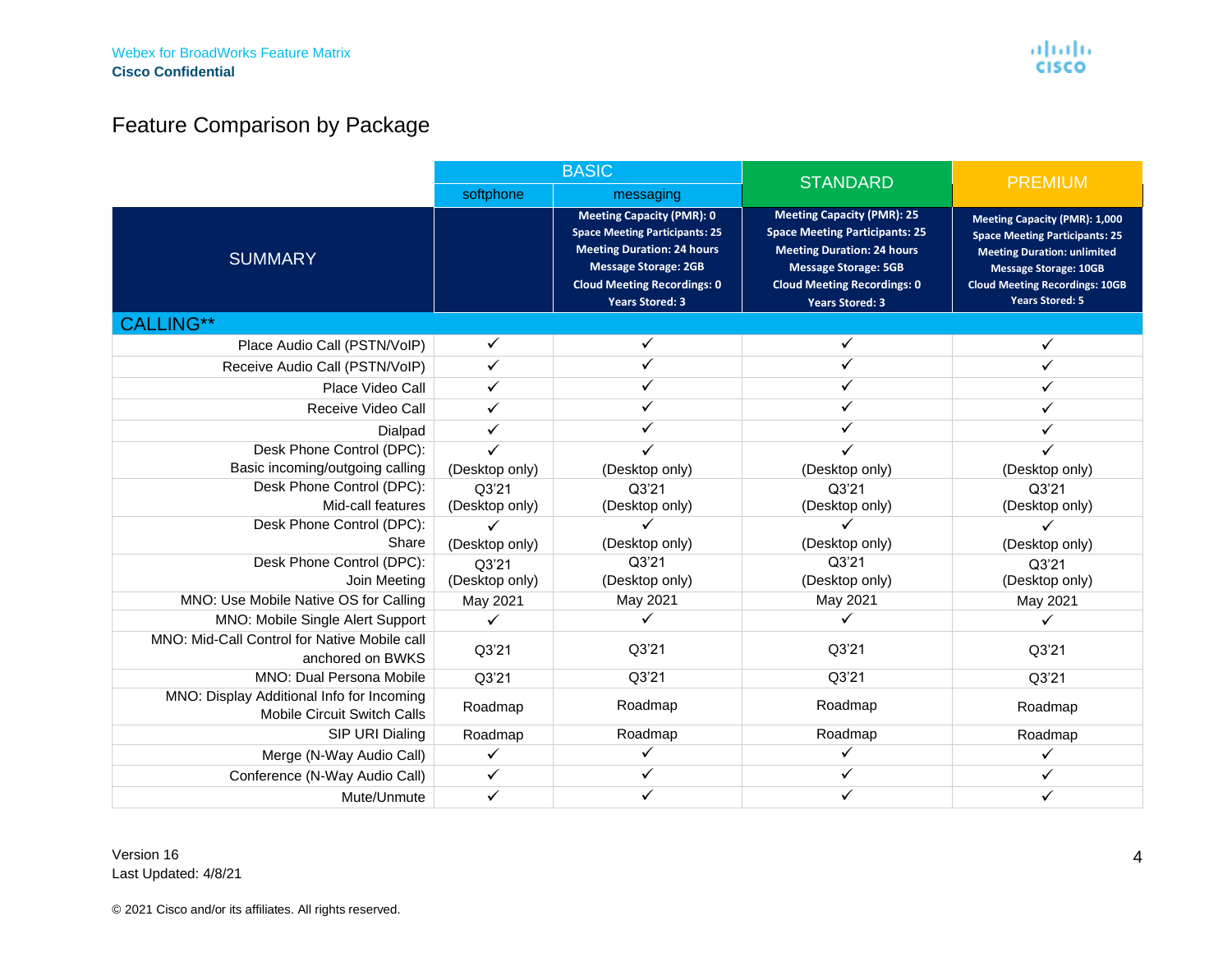## Feature Comparison by Package

| | BASIC | | STANDARD | PREMIUM |
|---|---|---|---|---|
| | softphone | messaging | | |
| SUMMARY | | **Meeting Capacity (PMR): 0**<br>**Space Meeting Participants: 25**<br>**Meeting Duration: 24 hours**<br>**Message Storage: 2GB**<br>**Cloud Meeting Recordings: 0**<br>**Years Stored: 3** | **Meeting Capacity (PMR): 25**<br>**Space Meeting Participants: 25**<br>**Meeting Duration: 24 hours**<br>**Message Storage: 5GB**<br>**Cloud Meeting Recordings: 0**<br>**Years Stored: 3** | **Meeting Capacity (PMR): 1,000**<br>**Space Meeting Participants: 25**<br>**Meeting Duration: unlimited**<br>**Message Storage: 10GB**<br>**Cloud Meeting Recordings: 10GB**<br>**Years Stored: 5** |
| **CALLING**** | | | | |
| Place Audio Call (PSTN/VoIP) | ✓ | ✓ | ✓ | ✓ |
| Receive Audio Call (PSTN/VoIP) | ✓ | ✓ | ✓ | ✓ |
| Place Video Call | ✓ | ✓ | ✓ | ✓ |
| Receive Video Call | ✓ | ✓ | ✓ | ✓ |
| Dialpad | ✓ | ✓ | ✓ | ✓ |
| Desk Phone Control (DPC): Basic incoming/outgoing calling | ✓ (Desktop only) | ✓ (Desktop only) | ✓ (Desktop only) | ✓ (Desktop only) |
| Desk Phone Control (DPC): Mid-call features | Q3'21 (Desktop only) | Q3'21 (Desktop only) | Q3'21 (Desktop only) | Q3'21 (Desktop only) |
| Desk Phone Control (DPC): Share | ✓ (Desktop only) | ✓ (Desktop only) | ✓ (Desktop only) | ✓ (Desktop only) |
| Desk Phone Control (DPC): Join Meeting | Q3'21 (Desktop only) | Q3'21 (Desktop only) | Q3'21 (Desktop only) | Q3'21 (Desktop only) |
| MNO: Use Mobile Native OS for Calling | May 2021 | May 2021 | May 2021 | May 2021 |
| MNO: Mobile Single Alert Support | ✓ | ✓ | ✓ | ✓ |
| MNO: Mid-Call Control for Native Mobile call anchored on BWKS | Q3'21 | Q3'21 | Q3'21 | Q3'21 |
| MNO: Dual Persona Mobile | Q3'21 | Q3'21 | Q3'21 | Q3'21 |
| MNO: Display Additional Info for Incoming Mobile Circuit Switch Calls | Roadmap | Roadmap | Roadmap | Roadmap |
| SIP URI Dialing | Roadmap | Roadmap | Roadmap | Roadmap |
| Merge (N-Way Audio Call) | ✓ | ✓ | ✓ | ✓ |
| Conference (N-Way Audio Call) | ✓ | ✓ | ✓ | ✓ |
| Mute/Unmute | ✓ | ✓ | ✓ | ✓ |

Version 16
Last Updated: 4/8/21

© 2021 Cisco and/or its affiliates. All rights reserved.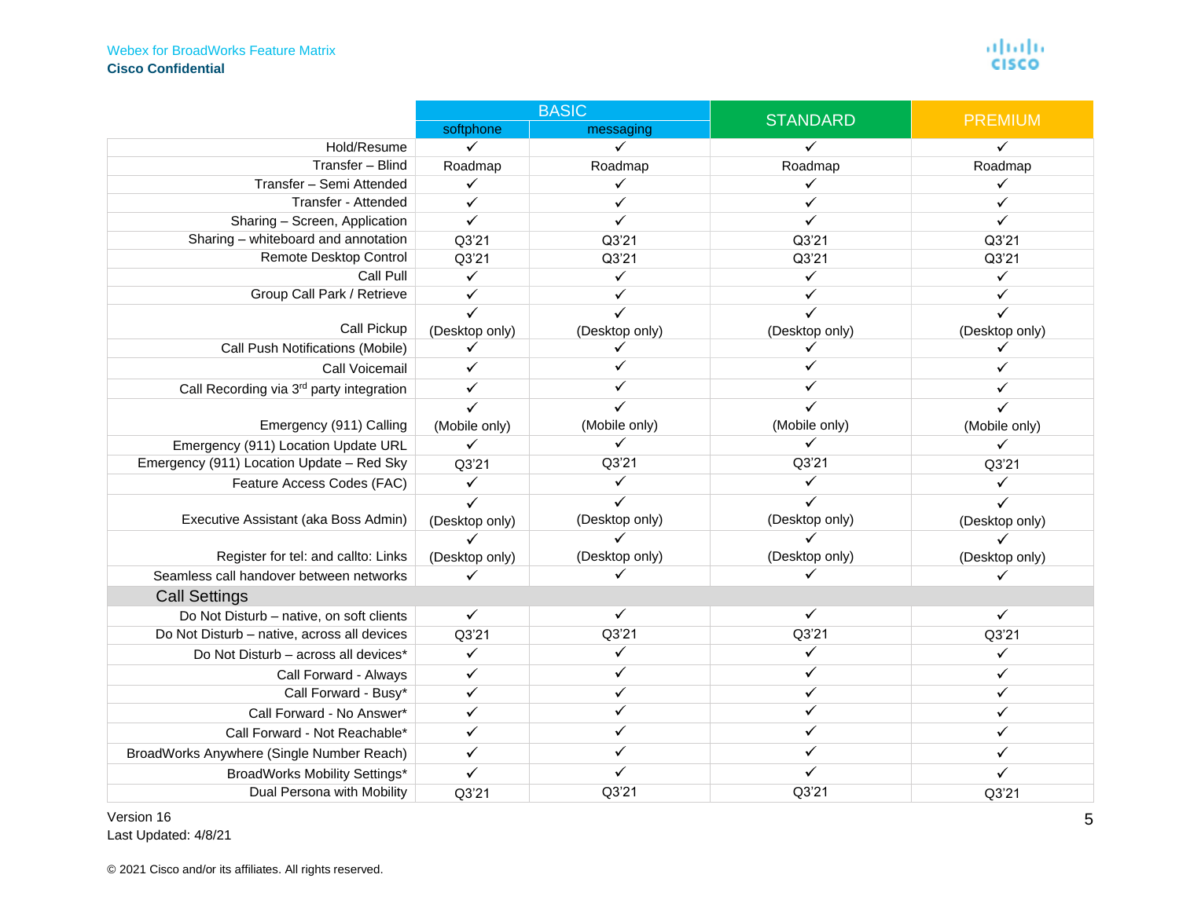| | BASIC | | STANDARD | PREMIUM |
|---|---|---|---|---|
| | softphone | messaging | | |
| Hold/Resume | ✓ | ✓ | ✓ | ✓ |
| Transfer – Blind | Roadmap | Roadmap | Roadmap | Roadmap |
| Transfer – Semi Attended | ✓ | ✓ | ✓ | ✓ |
| Transfer - Attended | ✓ | ✓ | ✓ | ✓ |
| Sharing – Screen, Application | ✓ | ✓ | ✓ | ✓ |
| Sharing – whiteboard and annotation | Q3'21 | Q3'21 | Q3'21 | Q3'21 |
| Remote Desktop Control | Q3'21 | Q3'21 | Q3'21 | Q3'21 |
| Call Pull | ✓ | ✓ | ✓ | ✓ |
| Group Call Park / Retrieve | ✓ | ✓ | ✓ | ✓ |
| Call Pickup | ✓ (Desktop only) | ✓ (Desktop only) | ✓ (Desktop only) | ✓ (Desktop only) |
| Call Push Notifications (Mobile) | ✓ | ✓ | ✓ | ✓ |
| Call Voicemail | ✓ | ✓ | ✓ | ✓ |
| Call Recording via 3rd party integration | ✓ | ✓ | ✓ | ✓ |
| Emergency (911) Calling | ✓ (Mobile only) | ✓ (Mobile only) | ✓ (Mobile only) | ✓ (Mobile only) |
| Emergency (911) Location Update URL | ✓ | ✓ | ✓ | ✓ |
| Emergency (911) Location Update – Red Sky | Q3'21 | Q3'21 | Q3'21 | Q3'21 |
| Feature Access Codes (FAC) | ✓ | ✓ | ✓ | ✓ |
| Executive Assistant (aka Boss Admin) | ✓ (Desktop only) | ✓ (Desktop only) | ✓ (Desktop only) | ✓ (Desktop only) |
| Register for tel: and callto: Links | ✓ (Desktop only) | ✓ (Desktop only) | ✓ (Desktop only) | ✓ (Desktop only) |
| Seamless call handover between networks | ✓ | ✓ | ✓ | ✓ |
| **Call Settings** | | | | |
| Do Not Disturb – native, on soft clients | ✓ | ✓ | ✓ | ✓ |
| Do Not Disturb – native, across all devices | Q3'21 | Q3'21 | Q3'21 | Q3'21 |
| Do Not Disturb – across all devices* | ✓ | ✓ | ✓ | ✓ |
| Call Forward - Always | ✓ | ✓ | ✓ | ✓ |
| Call Forward - Busy* | ✓ | ✓ | ✓ | ✓ |
| Call Forward - No Answer* | ✓ | ✓ | ✓ | ✓ |
| Call Forward - Not Reachable* | ✓ | ✓ | ✓ | ✓ |
| BroadWorks Anywhere (Single Number Reach) | ✓ | ✓ | ✓ | ✓ |
| BroadWorks Mobility Settings* | ✓ | ✓ | ✓ | ✓ |
| Dual Persona with Mobility | Q3'21 | Q3'21 | Q3'21 | Q3'21 |

Version 16
Last Updated: 4/8/21

© 2021 Cisco and/or its affiliates. All rights reserved.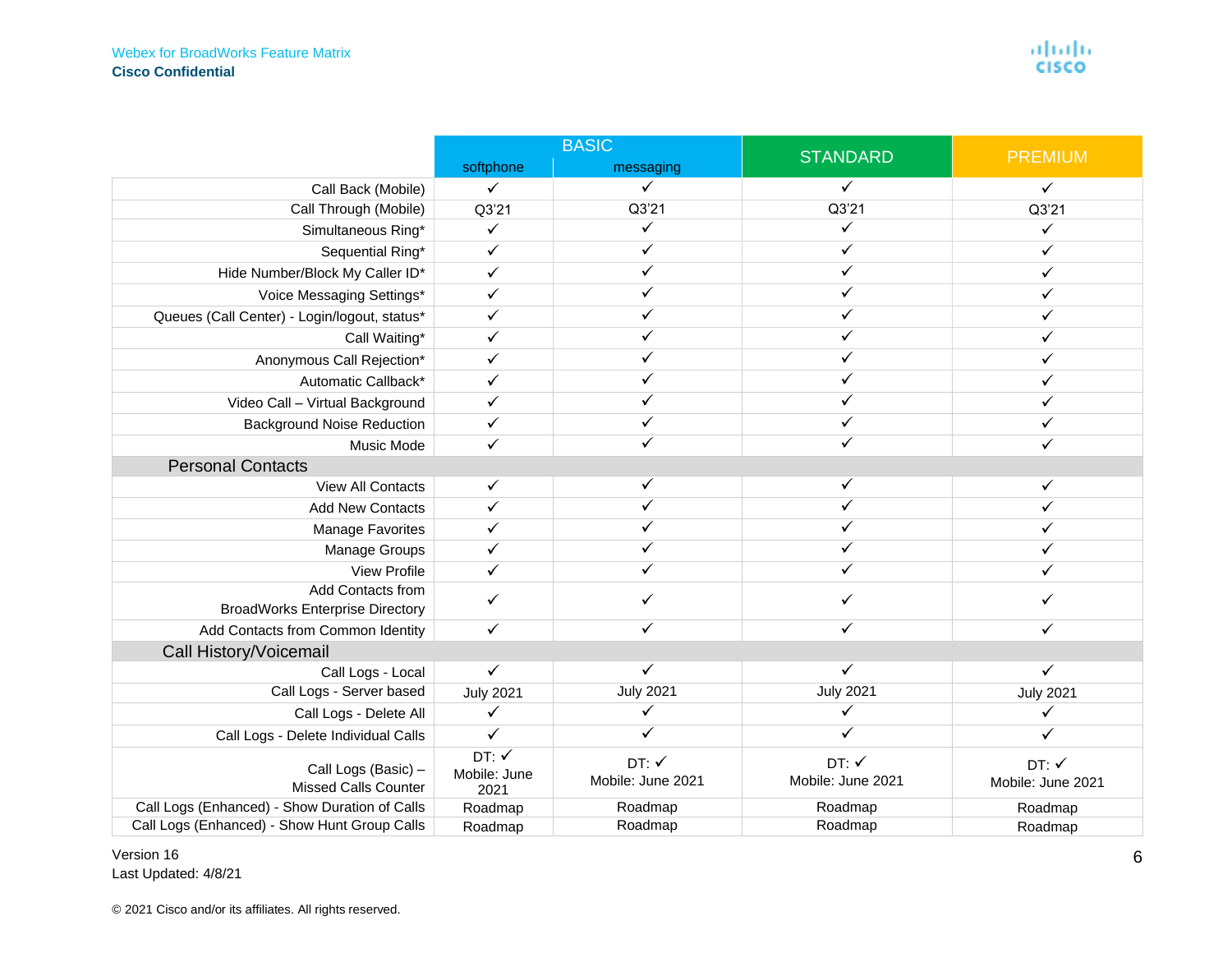| | BASIC | | STANDARD | PREMIUM |
|---|---|---|---|---|
| | softphone | messaging | | |
| Call Back (Mobile) | ✓ | ✓ | ✓ | ✓ |
| Call Through (Mobile) | Q3'21 | Q3'21 | Q3'21 | Q3'21 |
| Simultaneous Ring* | ✓ | ✓ | ✓ | ✓ |
| Sequential Ring* | ✓ | ✓ | ✓ | ✓ |
| Hide Number/Block My Caller ID* | ✓ | ✓ | ✓ | ✓ |
| Voice Messaging Settings* | ✓ | ✓ | ✓ | ✓ |
| Queues (Call Center) - Login/logout, status* | ✓ | ✓ | ✓ | ✓ |
| Call Waiting* | ✓ | ✓ | ✓ | ✓ |
| Anonymous Call Rejection* | ✓ | ✓ | ✓ | ✓ |
| Automatic Callback* | ✓ | ✓ | ✓ | ✓ |
| Video Call – Virtual Background | ✓ | ✓ | ✓ | ✓ |
| Background Noise Reduction | ✓ | ✓ | ✓ | ✓ |
| Music Mode | ✓ | ✓ | ✓ | ✓ |
| **Personal Contacts** | | | | |
| View All Contacts | ✓ | ✓ | ✓ | ✓ |
| Add New Contacts | ✓ | ✓ | ✓ | ✓ |
| Manage Favorites | ✓ | ✓ | ✓ | ✓ |
| Manage Groups | ✓ | ✓ | ✓ | ✓ |
| View Profile | ✓ | ✓ | ✓ | ✓ |
| Add Contacts from BroadWorks Enterprise Directory | ✓ | ✓ | ✓ | ✓ |
| Add Contacts from Common Identity | ✓ | ✓ | ✓ | ✓ |
| **Call History/Voicemail** | | | | |
| Call Logs - Local | ✓ | ✓ | ✓ | ✓ |
| Call Logs - Server based | July 2021 | July 2021 | July 2021 | July 2021 |
| Call Logs - Delete All | ✓ | ✓ | ✓ | ✓ |
| Call Logs - Delete Individual Calls | ✓ | ✓ | ✓ | ✓ |
| Call Logs (Basic) – Missed Calls Counter | DT: ✓ Mobile: June 2021 | DT: ✓ Mobile: June 2021 | DT: ✓ Mobile: June 2021 | DT: ✓ Mobile: June 2021 |
| Call Logs (Enhanced) - Show Duration of Calls | Roadmap | Roadmap | Roadmap | Roadmap |
| Call Logs (Enhanced) - Show Hunt Group Calls | Roadmap | Roadmap | Roadmap | Roadmap |

Version 16
Last Updated: 4/8/21

© 2021 Cisco and/or its affiliates. All rights reserved.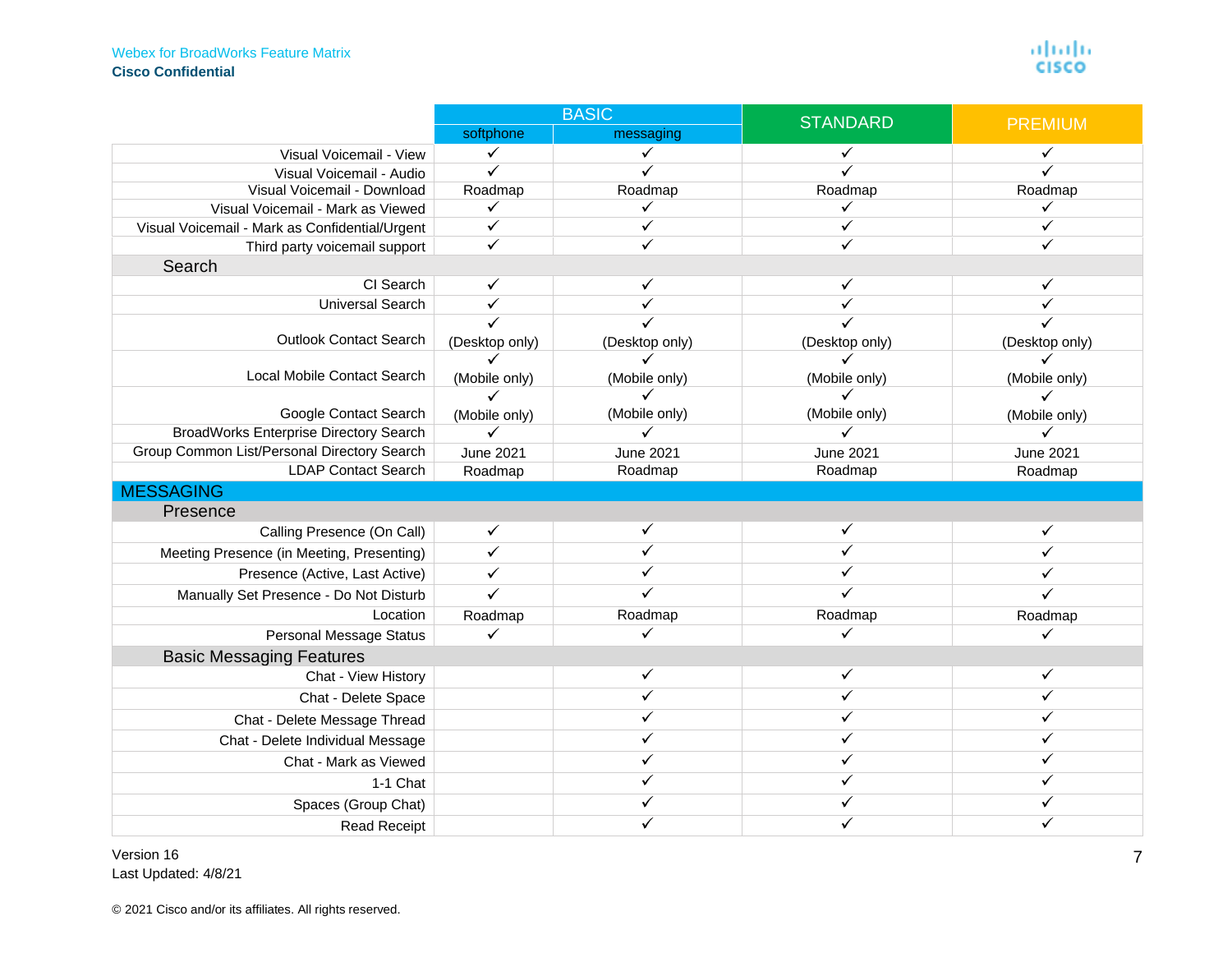|  | BASIC |  | STANDARD | PREMIUM |
|---|---|---|---|---|
|  | softphone | messaging |  |  |
| Visual Voicemail - View | ✓ | ✓ | ✓ | ✓ |
| Visual Voicemail - Audio | ✓ | ✓ | ✓ | ✓ |
| Visual Voicemail - Download | Roadmap | Roadmap | Roadmap | Roadmap |
| Visual Voicemail - Mark as Viewed | ✓ | ✓ | ✓ | ✓ |
| Visual Voicemail - Mark as Confidential/Urgent | ✓ | ✓ | ✓ | ✓ |
| Third party voicemail support | ✓ | ✓ | ✓ | ✓ |
| **Search** |  |  |  |  |
| CI Search | ✓ | ✓ | ✓ | ✓ |
| Universal Search | ✓ | ✓ | ✓ | ✓ |
| Outlook Contact Search | ✓ (Desktop only) | ✓ (Desktop only) | ✓ (Desktop only) | ✓ (Desktop only) |
| Local Mobile Contact Search | ✓ (Mobile only) | ✓ (Mobile only) | ✓ (Mobile only) | ✓ (Mobile only) |
| Google Contact Search | ✓ (Mobile only) | ✓ (Mobile only) | ✓ (Mobile only) | ✓ (Mobile only) |
| BroadWorks Enterprise Directory Search | ✓ | ✓ | ✓ | ✓ |
| Group Common List/Personal Directory Search | June 2021 | June 2021 | June 2021 | June 2021 |
| LDAP Contact Search | Roadmap | Roadmap | Roadmap | Roadmap |
| **MESSAGING** |  |  |  |  |
| **Presence** |  |  |  |  |
| Calling Presence (On Call) | ✓ | ✓ | ✓ | ✓ |
| Meeting Presence (in Meeting, Presenting) | ✓ | ✓ | ✓ | ✓ |
| Presence (Active, Last Active) | ✓ | ✓ | ✓ | ✓ |
| Manually Set Presence - Do Not Disturb | ✓ | ✓ | ✓ | ✓ |
| Location | Roadmap | Roadmap | Roadmap | Roadmap |
| Personal Message Status | ✓ | ✓ | ✓ | ✓ |
| **Basic Messaging Features** |  |  |  |  |
| Chat - View History |  | ✓ | ✓ | ✓ |
| Chat - Delete Space |  | ✓ | ✓ | ✓ |
| Chat - Delete Message Thread |  | ✓ | ✓ | ✓ |
| Chat - Delete Individual Message |  | ✓ | ✓ | ✓ |
| Chat - Mark as Viewed |  | ✓ | ✓ | ✓ |
| 1-1 Chat |  | ✓ | ✓ | ✓ |
| Spaces (Group Chat) |  | ✓ | ✓ | ✓ |
| Read Receipt |  | ✓ | ✓ | ✓ |

Version 16
Last Updated: 4/8/21

© 2021 Cisco and/or its affiliates. All rights reserved.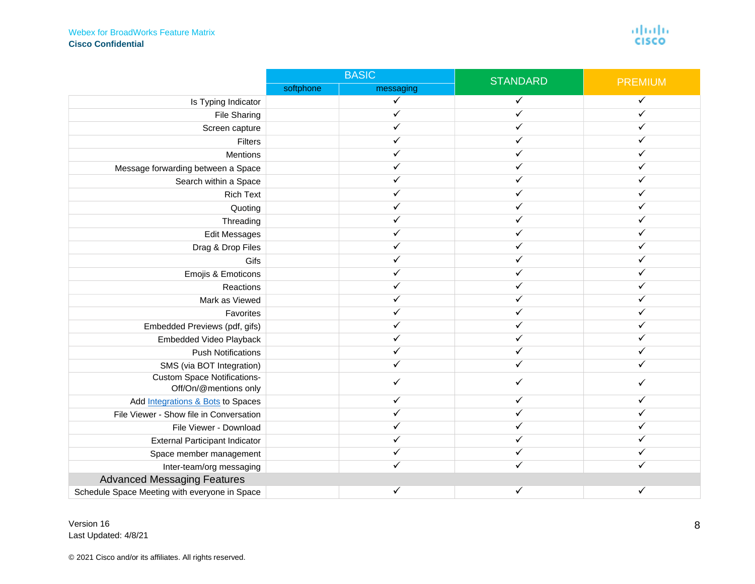| | BASIC | | STANDARD | PREMIUM |
|---|---|---|---|---|
| | softphone | messaging | | |
| Is Typing Indicator | | ✓ | ✓ | ✓ |
| File Sharing | | ✓ | ✓ | ✓ |
| Screen capture | | ✓ | ✓ | ✓ |
| Filters | | ✓ | ✓ | ✓ |
| Mentions | | ✓ | ✓ | ✓ |
| Message forwarding between a Space | | ✓ | ✓ | ✓ |
| Search within a Space | | ✓ | ✓ | ✓ |
| Rich Text | | ✓ | ✓ | ✓ |
| Quoting | | ✓ | ✓ | ✓ |
| Threading | | ✓ | ✓ | ✓ |
| Edit Messages | | ✓ | ✓ | ✓ |
| Drag & Drop Files | | ✓ | ✓ | ✓ |
| Gifs | | ✓ | ✓ | ✓ |
| Emojis & Emoticons | | ✓ | ✓ | ✓ |
| Reactions | | ✓ | ✓ | ✓ |
| Mark as Viewed | | ✓ | ✓ | ✓ |
| Favorites | | ✓ | ✓ | ✓ |
| Embedded Previews (pdf, gifs) | | ✓ | ✓ | ✓ |
| Embedded Video Playback | | ✓ | ✓ | ✓ |
| Push Notifications | | ✓ | ✓ | ✓ |
| SMS (via BOT Integration) | | ✓ | ✓ | ✓ |
| Custom Space Notifications-Off/On/@mentions only | | ✓ | ✓ | ✓ |
| Add Integrations & Bots to Spaces | | ✓ | ✓ | ✓ |
| File Viewer - Show file in Conversation | | ✓ | ✓ | ✓ |
| File Viewer - Download | | ✓ | ✓ | ✓ |
| External Participant Indicator | | ✓ | ✓ | ✓ |
| Space member management | | ✓ | ✓ | ✓ |
| Inter-team/org messaging | | ✓ | ✓ | ✓ |
| **Advanced Messaging Features** | | | | |
| Schedule Space Meeting with everyone in Space | | ✓ | ✓ | ✓ |

Version 16
Last Updated: 4/8/21

© 2021 Cisco and/or its affiliates. All rights reserved.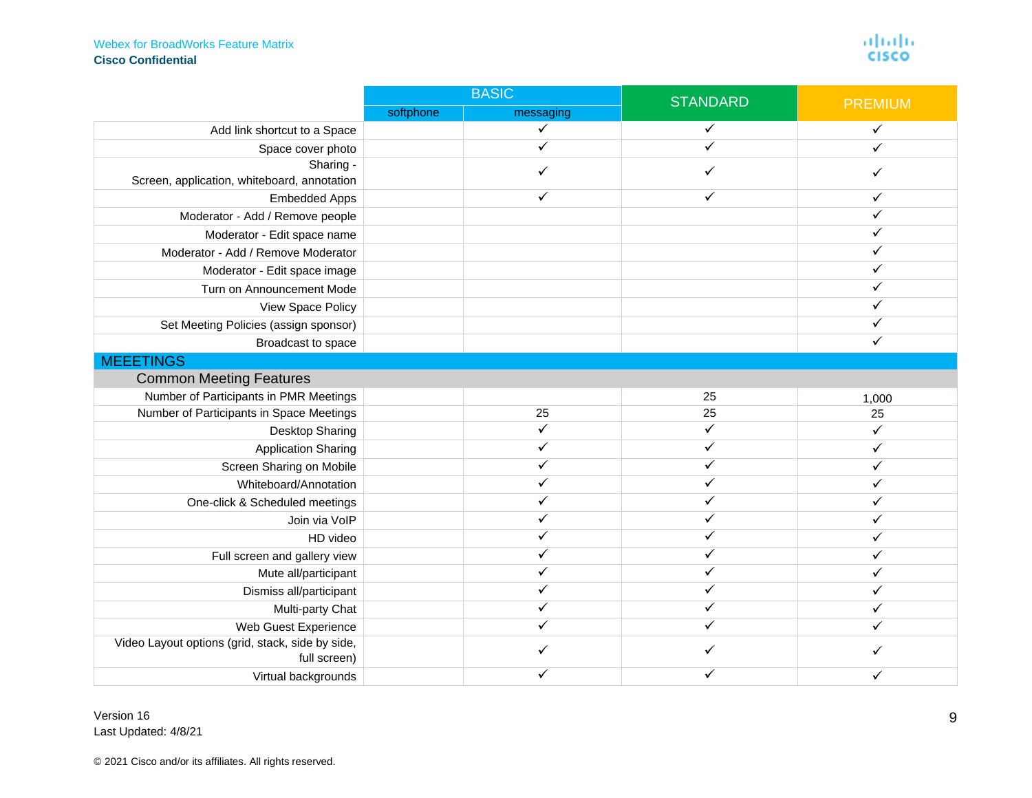|  | BASIC | | STANDARD | PREMIUM |
|---|---|---|---|---|
|  | softphone | messaging | | |
| Add link shortcut to a Space | | ✓ | ✓ | ✓ |
| Space cover photo | | ✓ | ✓ | ✓ |
| Sharing - Screen, application, whiteboard, annotation | | ✓ | ✓ | ✓ |
| Embedded Apps | | ✓ | ✓ | ✓ |
| Moderator - Add / Remove people | | | | ✓ |
| Moderator - Edit space name | | | | ✓ |
| Moderator - Add / Remove Moderator | | | | ✓ |
| Moderator - Edit space image | | | | ✓ |
| Turn on Announcement Mode | | | | ✓ |
| View Space Policy | | | | ✓ |
| Set Meeting Policies (assign sponsor) | | | | ✓ |
| Broadcast to space | | | | ✓ |
| **MEEETINGS** | | | | |
| **Common Meeting Features** | | | | |
| Number of Participants in PMR Meetings | | | 25 | 1,000 |
| Number of Participants in Space Meetings | | 25 | 25 | 25 |
| Desktop Sharing | | ✓ | ✓ | ✓ |
| Application Sharing | | ✓ | ✓ | ✓ |
| Screen Sharing on Mobile | | ✓ | ✓ | ✓ |
| Whiteboard/Annotation | | ✓ | ✓ | ✓ |
| One-click & Scheduled meetings | | ✓ | ✓ | ✓ |
| Join via VoIP | | ✓ | ✓ | ✓ |
| HD video | | ✓ | ✓ | ✓ |
| Full screen and gallery view | | ✓ | ✓ | ✓ |
| Mute all/participant | | ✓ | ✓ | ✓ |
| Dismiss all/participant | | ✓ | ✓ | ✓ |
| Multi-party Chat | | ✓ | ✓ | ✓ |
| Web Guest Experience | | ✓ | ✓ | ✓ |
| Video Layout options (grid, stack, side by side, full screen) | | ✓ | ✓ | ✓ |
| Virtual backgrounds | | ✓ | ✓ | ✓ |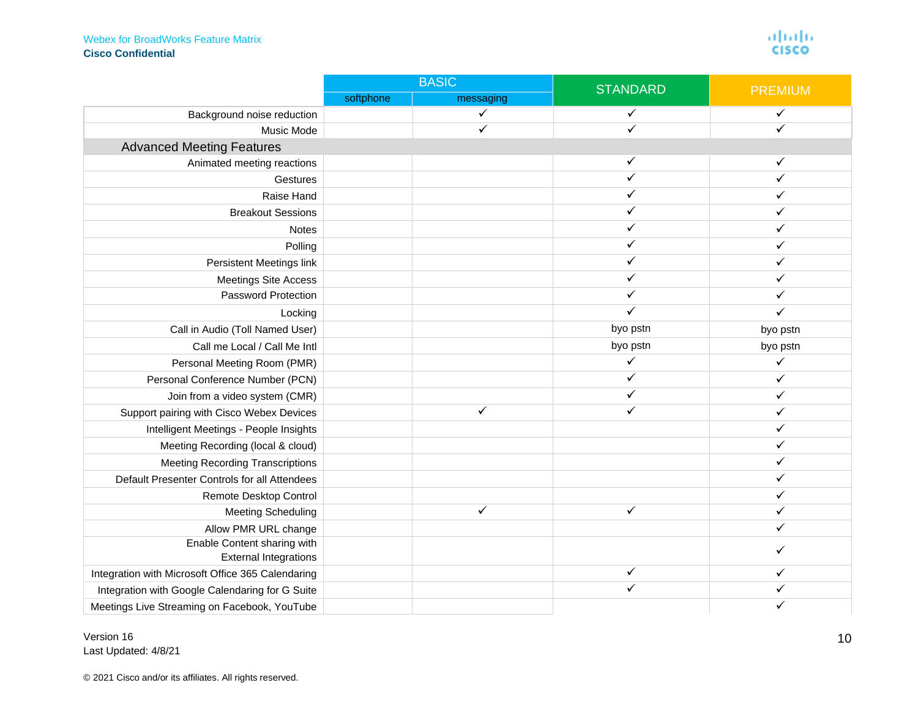| | BASIC | | STANDARD | PREMIUM |
|---|---|---|---|---|
| | softphone | messaging | | |
| Background noise reduction | | ✓ | ✓ | ✓ |
| Music Mode | | ✓ | ✓ | ✓ |
| **Advanced Meeting Features** | | | | |
| Animated meeting reactions | | | ✓ | ✓ |
| Gestures | | | ✓ | ✓ |
| Raise Hand | | | ✓ | ✓ |
| Breakout Sessions | | | ✓ | ✓ |
| Notes | | | ✓ | ✓ |
| Polling | | | ✓ | ✓ |
| Persistent Meetings link | | | ✓ | ✓ |
| Meetings Site Access | | | ✓ | ✓ |
| Password Protection | | | ✓ | ✓ |
| Locking | | | ✓ | ✓ |
| Call in Audio (Toll Named User) | | | byo pstn | byo pstn |
| Call me Local / Call Me Intl | | | byo pstn | byo pstn |
| Personal Meeting Room (PMR) | | | ✓ | ✓ |
| Personal Conference Number (PCN) | | | ✓ | ✓ |
| Join from a video system (CMR) | | | ✓ | ✓ |
| Support pairing with Cisco Webex Devices | | ✓ | ✓ | ✓ |
| Intelligent Meetings - People Insights | | | | ✓ |
| Meeting Recording (local & cloud) | | | | ✓ |
| Meeting Recording Transcriptions | | | | ✓ |
| Default Presenter Controls for all Attendees | | | | ✓ |
| Remote Desktop Control | | | | ✓ |
| Meeting Scheduling | | ✓ | ✓ | ✓ |
| Allow PMR URL change | | | | ✓ |
| Enable Content sharing with External Integrations | | | | ✓ |
| Integration with Microsoft Office 365 Calendaring | | | ✓ | ✓ |
| Integration with Google Calendaring for G Suite | | | ✓ | ✓ |
| Meetings Live Streaming on Facebook, YouTube | | | | ✓ |

Version 16
Last Updated: 4/8/21

© 2021 Cisco and/or its affiliates. All rights reserved.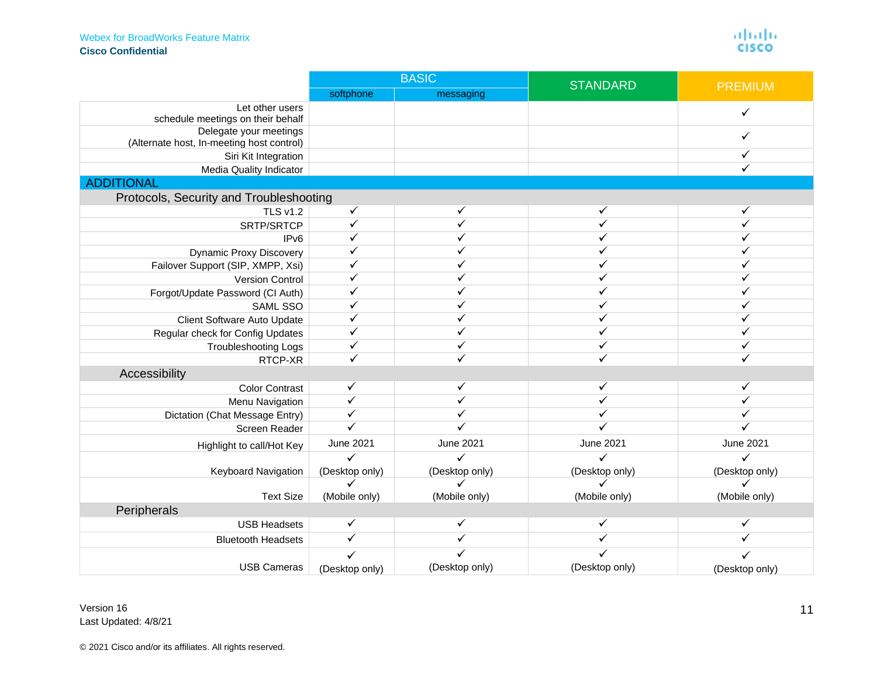| | BASIC | | STANDARD | PREMIUM |
|---|---|---|---|---|
| | softphone | messaging | | |
| Let other users schedule meetings on their behalf | | | | ✓ |
| Delegate your meetings (Alternate host, In-meeting host control) | | | | ✓ |
| Siri Kit Integration | | | | ✓ |
| Media Quality Indicator | | | | ✓ |
| **ADDITIONAL** | | | | |
| **Protocols, Security and Troubleshooting** | | | | |
| TLS v1.2 | ✓ | ✓ | ✓ | ✓ |
| SRTP/SRTCP | ✓ | ✓ | ✓ | ✓ |
| IPv6 | ✓ | ✓ | ✓ | ✓ |
| Dynamic Proxy Discovery | ✓ | ✓ | ✓ | ✓ |
| Failover Support (SIP, XMPP, Xsi) | ✓ | ✓ | ✓ | ✓ |
| Version Control | ✓ | ✓ | ✓ | ✓ |
| Forgot/Update Password (CI Auth) | ✓ | ✓ | ✓ | ✓ |
| SAML SSO | ✓ | ✓ | ✓ | ✓ |
| Client Software Auto Update | ✓ | ✓ | ✓ | ✓ |
| Regular check for Config Updates | ✓ | ✓ | ✓ | ✓ |
| Troubleshooting Logs | ✓ | ✓ | ✓ | ✓ |
| RTCP-XR | ✓ | ✓ | ✓ | ✓ |
| **Accessibility** | | | | |
| Color Contrast | ✓ | ✓ | ✓ | ✓ |
| Menu Navigation | ✓ | ✓ | ✓ | ✓ |
| Dictation (Chat Message Entry) | ✓ | ✓ | ✓ | ✓ |
| Screen Reader | ✓ | ✓ | ✓ | ✓ |
| Highlight to call/Hot Key | June 2021 | June 2021 | June 2021 | June 2021 |
| Keyboard Navigation | ✓ (Desktop only) | ✓ (Desktop only) | ✓ (Desktop only) | ✓ (Desktop only) |
| Text Size | ✓ (Mobile only) | ✓ (Mobile only) | ✓ (Mobile only) | ✓ (Mobile only) |
| **Peripherals** | | | | |
| USB Headsets | ✓ | ✓ | ✓ | ✓ |
| Bluetooth Headsets | ✓ | ✓ | ✓ | ✓ |
| USB Cameras | ✓ (Desktop only) | ✓ (Desktop only) | ✓ (Desktop only) | ✓ (Desktop only) |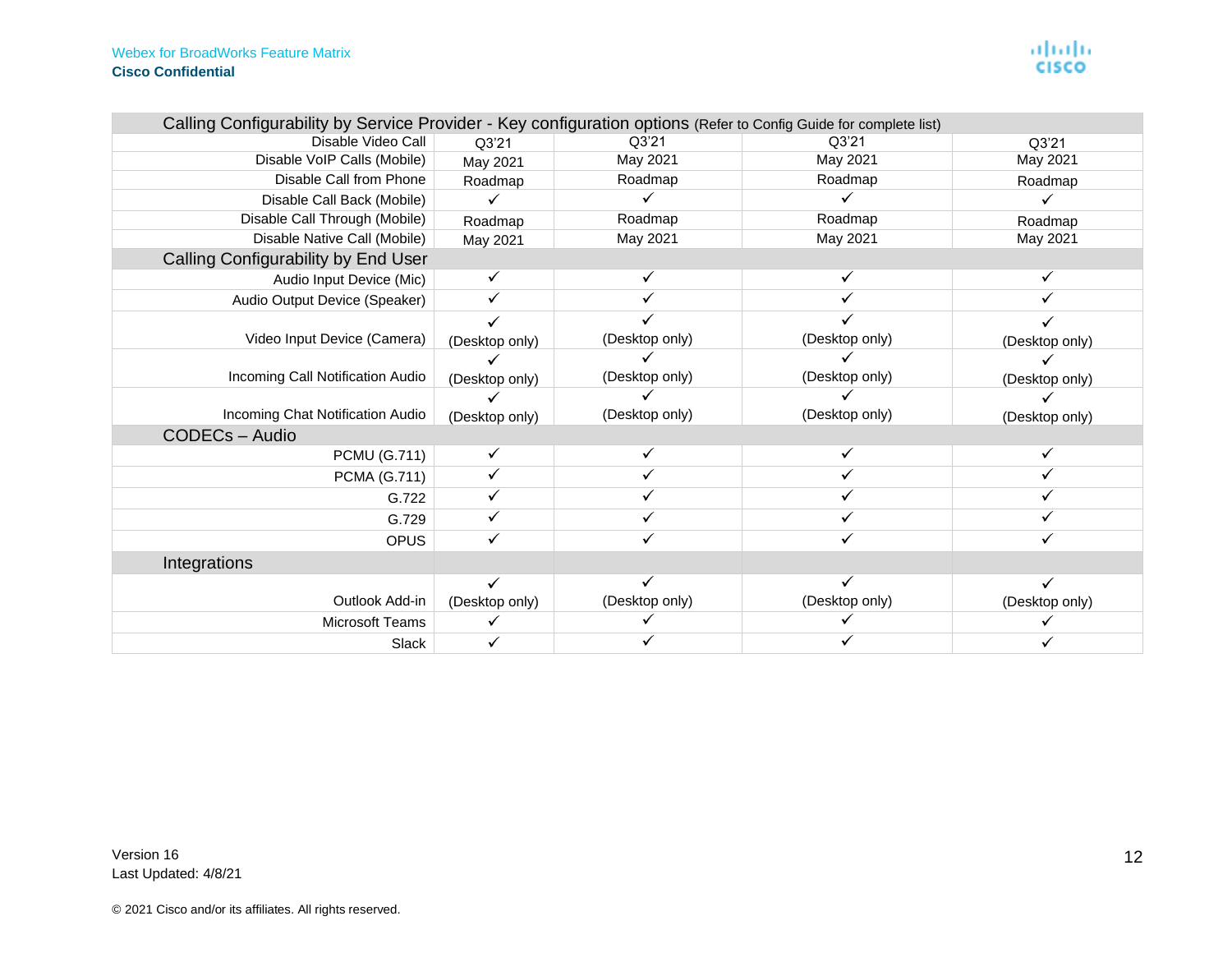| | | | | |
|---|---|---|---|---|
| Calling Configurability by Service Provider - Key configuration options (Refer to Config Guide for complete list) | | | | |
| Disable Video Call | Q3'21 | Q3'21 | Q3'21 | Q3'21 |
| Disable VoIP Calls (Mobile) | May 2021 | May 2021 | May 2021 | May 2021 |
| Disable Call from Phone | Roadmap | Roadmap | Roadmap | Roadmap |
| Disable Call Back (Mobile) | ✓ | ✓ | ✓ | ✓ |
| Disable Call Through (Mobile) | Roadmap | Roadmap | Roadmap | Roadmap |
| Disable Native Call (Mobile) | May 2021 | May 2021 | May 2021 | May 2021 |
| Calling Configurability by End User | | | | |
| Audio Input Device (Mic) | ✓ | ✓ | ✓ | ✓ |
| Audio Output Device (Speaker) | ✓ | ✓ | ✓ | ✓ |
| Video Input Device (Camera) | ✓ (Desktop only) | ✓ (Desktop only) | ✓ (Desktop only) | ✓ (Desktop only) |
| Incoming Call Notification Audio | ✓ (Desktop only) | ✓ (Desktop only) | ✓ (Desktop only) | ✓ (Desktop only) |
| Incoming Chat Notification Audio | ✓ (Desktop only) | ✓ (Desktop only) | ✓ (Desktop only) | ✓ (Desktop only) |
| CODECs – Audio | | | | |
| PCMU (G.711) | ✓ | ✓ | ✓ | ✓ |
| PCMA (G.711) | ✓ | ✓ | ✓ | ✓ |
| G.722 | ✓ | ✓ | ✓ | ✓ |
| G.729 | ✓ | ✓ | ✓ | ✓ |
| OPUS | ✓ | ✓ | ✓ | ✓ |
| Integrations | | | | |
| Outlook Add-in | ✓ (Desktop only) | ✓ (Desktop only) | ✓ (Desktop only) | ✓ (Desktop only) |
| Microsoft Teams | ✓ | ✓ | ✓ | ✓ |
| Slack | ✓ | ✓ | ✓ | ✓ |

Version 16
Last Updated: 4/8/21

© 2021 Cisco and/or its affiliates. All rights reserved.